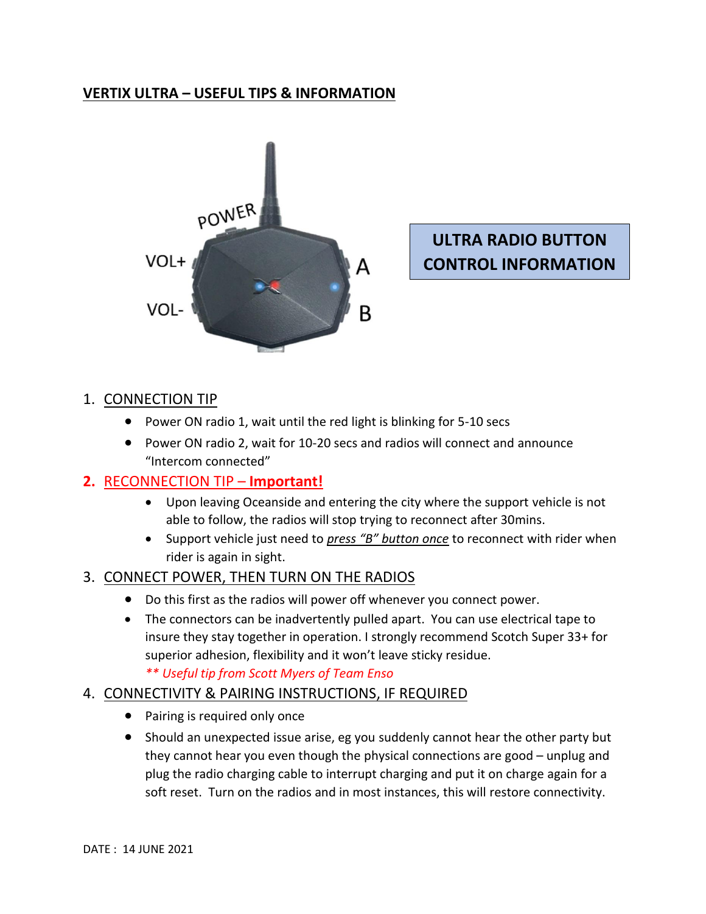# VERTIX ULTRA – USEFUL TIPS & INFORMATION

POWER

VOL+

VOL-

A

B

**ULTRA RADIO BUTTON CONTROL INFORMATION**

1. CONNECTION TIP
   - Power ON radio 1, wait until the red light is blinking for 5-10 secs
   - Power ON radio 2, wait for 10-20 secs and radios will connect and announce "Intercom connected"

2. **RECONNECTION TIP – Important!**
   - Upon leaving Oceanside and entering the city where the support vehicle is not able to follow, the radios will stop trying to reconnect after 30mins.
   - Support vehicle just need to *press "B" button once* to reconnect with rider when rider is again in sight.

3. CONNECT POWER, THEN TURN ON THE RADIOS
   - Do this first as the radios will power off whenever you connect power.
   - The connectors can be inadvertently pulled apart. You can use electrical tape to insure they stay together in operation. I strongly recommend Scotch Super 33+ for superior adhesion, flexibility and it won't leave sticky residue.
     *** Useful tip from Scott Myers of Team Enso*

4. CONNECTIVITY & PAIRING INSTRUCTIONS, IF REQUIRED
   - Pairing is required only once
   - Should an unexpected issue arise, eg you suddenly cannot hear the other party but they cannot hear you even though the physical connections are good – unplug and plug the radio charging cable to interrupt charging and put it on charge again for a soft reset. Turn on the radios and in most instances, this will restore connectivity.

DATE : 14 JUNE 2021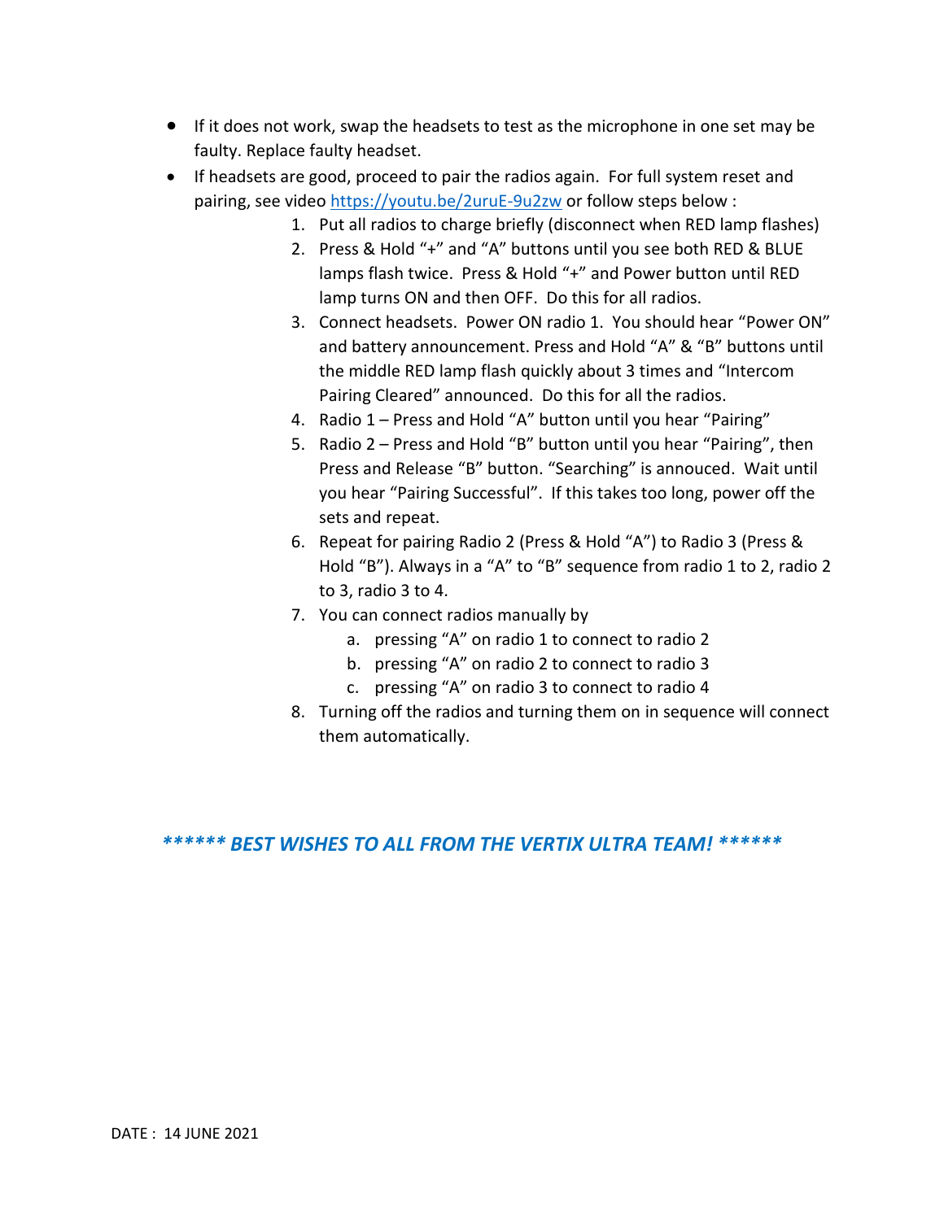- If it does not work, swap the headsets to test as the microphone in one set may be faulty. Replace faulty headset.
- If headsets are good, proceed to pair the radios again. For full system reset and pairing, see video [https://youtu.be/2uruE-9u2zw](https://youtu.be/2uruE-9u2zw) or follow steps below :
    1. Put all radios to charge briefly (disconnect when RED lamp flashes)
    2. Press & Hold "+" and "A" buttons until you see both RED & BLUE lamps flash twice. Press & Hold "+" and Power button until RED lamp turns ON and then OFF. Do this for all radios.
    3. Connect headsets. Power ON radio 1. You should hear "Power ON" and battery announcement. Press and Hold "A" & "B" buttons until the middle RED lamp flash quickly about 3 times and "Intercom Pairing Cleared" announced. Do this for all the radios.
    4. Radio 1 – Press and Hold "A" button until you hear "Pairing"
    5. Radio 2 – Press and Hold "B" button until you hear "Pairing", then Press and Release "B" button. "Searching" is annouced. Wait until you hear "Pairing Successful". If this takes too long, power off the sets and repeat.
    6. Repeat for pairing Radio 2 (Press & Hold "A") to Radio 3 (Press & Hold "B"). Always in a "A" to "B" sequence from radio 1 to 2, radio 2 to 3, radio 3 to 4.
    7. You can connect radios manually by
        a. pressing "A" on radio 1 to connect to radio 2
        b. pressing "A" on radio 2 to connect to radio 3
        c. pressing "A" on radio 3 to connect to radio 4
    8. Turning off the radios and turning them on in sequence will connect them automatically.

***\*\*\*\*\*\* BEST WISHES TO ALL FROM THE VERTIX ULTRA TEAM! \*\*\*\*\*\****

DATE : 14 JUNE 2021